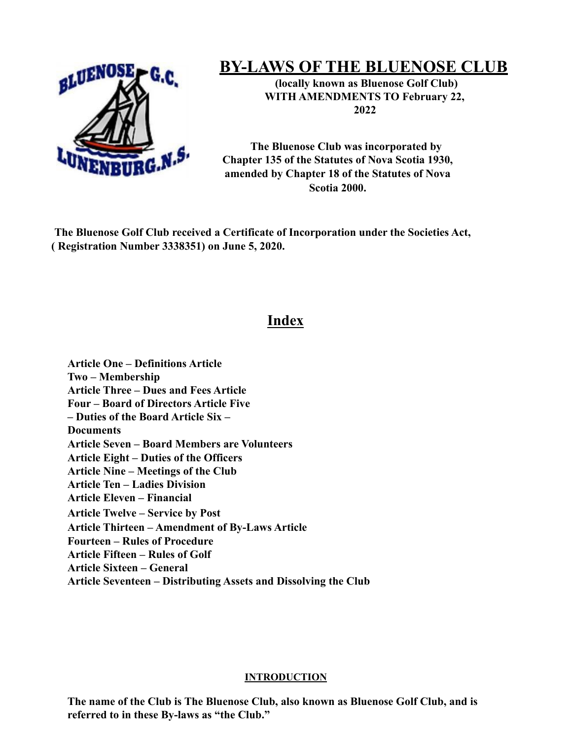# BY-LAWS OF THE BLUENOSE CLUB

**(locally known as Bluenose Golf Club)**
**WITH AMENDMENTS TO February 22, 2022**

**The Bluenose Club was incorporated by Chapter 135 of the Statutes of Nova Scotia 1930, amended by Chapter 18 of the Statutes of Nova Scotia 2000.**

**The Bluenose Golf Club received a Certificate of Incorporation under the Societies Act, ( Registration Number 3338351) on June 5, 2020.**

## Index

**Article One – Definitions**
**Article Two – Membership**
**Article Three – Dues and Fees**
**Article Four – Board of Directors**
**Article Five – Duties of the Board**
**Article Six – Documents**
**Article Seven – Board Members are Volunteers**
**Article Eight – Duties of the Officers**
**Article Nine – Meetings of the Club**
**Article Ten – Ladies Division**
**Article Eleven – Financial**
**Article Twelve – Service by Post**
**Article Thirteen – Amendment of By-Laws**
**Article Fourteen – Rules of Procedure**
**Article Fifteen – Rules of Golf**
**Article Sixteen – General**
**Article Seventeen – Distributing Assets and Dissolving the Club**

## INTRODUCTION

**The name of the Club is The Bluenose Club, also known as Bluenose Golf Club, and is referred to in these By-laws as "the Club."**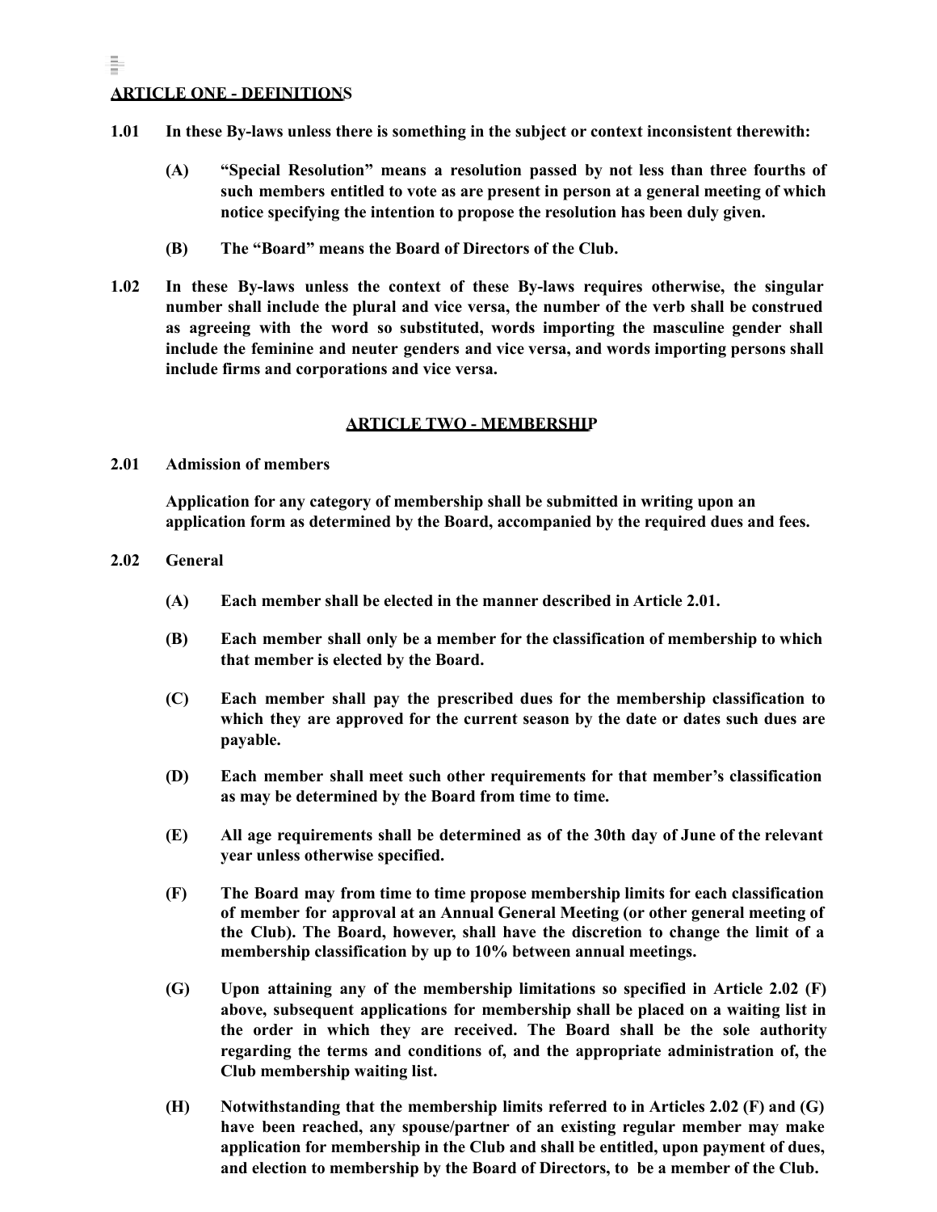## ARTICLE ONE - DEFINITIONS

**1.01 In these By-laws unless there is something in the subject or context inconsistent therewith:**

> **(A) "Special Resolution" means a resolution passed by not less than three fourths of such members entitled to vote as are present in person at a general meeting of which notice specifying the intention to propose the resolution has been duly given.**
>
> **(B) The "Board" means the Board of Directors of the Club.**

**1.02 In these By-laws unless the context of these By-laws requires otherwise, the singular number shall include the plural and vice versa, the number of the verb shall be construed as agreeing with the word so substituted, words importing the masculine gender shall include the feminine and neuter genders and vice versa, and words importing persons shall include firms and corporations and vice versa.**

## ARTICLE TWO - MEMBERSHIP

**2.01 Admission of members**

**Application for any category of membership shall be submitted in writing upon an application form as determined by the Board, accompanied by the required dues and fees.**

**2.02 General**

> **(A) Each member shall be elected in the manner described in Article 2.01.**
>
> **(B) Each member shall only be a member for the classification of membership to which that member is elected by the Board.**
>
> **(C) Each member shall pay the prescribed dues for the membership classification to which they are approved for the current season by the date or dates such dues are payable.**
>
> **(D) Each member shall meet such other requirements for that member's classification as may be determined by the Board from time to time.**
>
> **(E) All age requirements shall be determined as of the 30th day of June of the relevant year unless otherwise specified.**
>
> **(F) The Board may from time to time propose membership limits for each classification of member for approval at an Annual General Meeting (or other general meeting of the Club). The Board, however, shall have the discretion to change the limit of a membership classification by up to 10% between annual meetings.**
>
> **(G) Upon attaining any of the membership limitations so specified in Article 2.02 (F) above, subsequent applications for membership shall be placed on a waiting list in the order in which they are received. The Board shall be the sole authority regarding the terms and conditions of, and the appropriate administration of, the Club membership waiting list.**
>
> **(H) Notwithstanding that the membership limits referred to in Articles 2.02 (F) and (G) have been reached, any spouse/partner of an existing regular member may make application for membership in the Club and shall be entitled, upon payment of dues, and election to membership by the Board of Directors, to be a member of the Club.**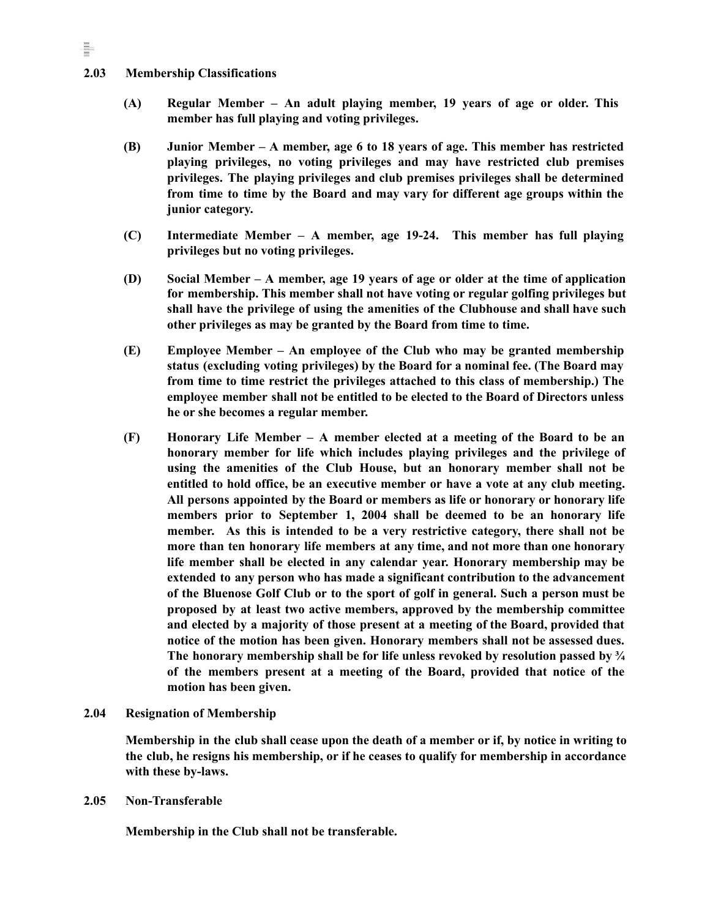**2.03 Membership Classifications**

**(A) Regular Member – An adult playing member, 19 years of age or older. This member has full playing and voting privileges.**

**(B) Junior Member – A member, age 6 to 18 years of age. This member has restricted playing privileges, no voting privileges and may have restricted club premises privileges. The playing privileges and club premises privileges shall be determined from time to time by the Board and may vary for different age groups within the junior category.**

**(C) Intermediate Member – A member, age 19-24. This member has full playing privileges but no voting privileges.**

**(D) Social Member – A member, age 19 years of age or older at the time of application for membership. This member shall not have voting or regular golfing privileges but shall have the privilege of using the amenities of the Clubhouse and shall have such other privileges as may be granted by the Board from time to time.**

**(E) Employee Member – An employee of the Club who may be granted membership status (excluding voting privileges) by the Board for a nominal fee. (The Board may from time to time restrict the privileges attached to this class of membership.) The employee member shall not be entitled to be elected to the Board of Directors unless he or she becomes a regular member.**

**(F) Honorary Life Member – A member elected at a meeting of the Board to be an honorary member for life which includes playing privileges and the privilege of using the amenities of the Club House, but an honorary member shall not be entitled to hold office, be an executive member or have a vote at any club meeting. All persons appointed by the Board or members as life or honorary or honorary life members prior to September 1, 2004 shall be deemed to be an honorary life member. As this is intended to be a very restrictive category, there shall not be more than ten honorary life members at any time, and not more than one honorary life member shall be elected in any calendar year. Honorary membership may be extended to any person who has made a significant contribution to the advancement of the Bluenose Golf Club or to the sport of golf in general. Such a person must be proposed by at least two active members, approved by the membership committee and elected by a majority of those present at a meeting of the Board, provided that notice of the motion has been given. Honorary members shall not be assessed dues. The honorary membership shall be for life unless revoked by resolution passed by ¾ of the members present at a meeting of the Board, provided that notice of the motion has been given.**

**2.04 Resignation of Membership**

**Membership in the club shall cease upon the death of a member or if, by notice in writing to the club, he resigns his membership, or if he ceases to qualify for membership in accordance with these by-laws.**

**2.05 Non-Transferable**

**Membership in the Club shall not be transferable.**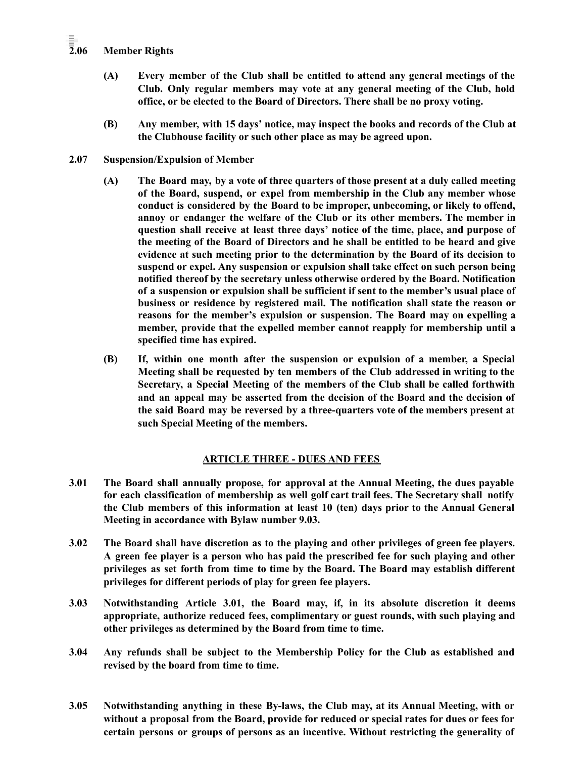**2.06 Member Rights**

**(A) Every member of the Club shall be entitled to attend any general meetings of the Club. Only regular members may vote at any general meeting of the Club, hold office, or be elected to the Board of Directors. There shall be no proxy voting.**

**(B) Any member, with 15 days' notice, may inspect the books and records of the Club at the Clubhouse facility or such other place as may be agreed upon.**

**2.07 Suspension/Expulsion of Member**

**(A) The Board may, by a vote of three quarters of those present at a duly called meeting of the Board, suspend, or expel from membership in the Club any member whose conduct is considered by the Board to be improper, unbecoming, or likely to offend, annoy or endanger the welfare of the Club or its other members. The member in question shall receive at least three days' notice of the time, place, and purpose of the meeting of the Board of Directors and he shall be entitled to be heard and give evidence at such meeting prior to the determination by the Board of its decision to suspend or expel. Any suspension or expulsion shall take effect on such person being notified thereof by the secretary unless otherwise ordered by the Board. Notification of a suspension or expulsion shall be sufficient if sent to the member's usual place of business or residence by registered mail. The notification shall state the reason or reasons for the member's expulsion or suspension. The Board may on expelling a member, provide that the expelled member cannot reapply for membership until a specified time has expired.**

**(B) If, within one month after the suspension or expulsion of a member, a Special Meeting shall be requested by ten members of the Club addressed in writing to the Secretary, a Special Meeting of the members of the Club shall be called forthwith and an appeal may be asserted from the decision of the Board and the decision of the said Board may be reversed by a three-quarters vote of the members present at such Special Meeting of the members.**

## ARTICLE THREE - DUES AND FEES

**3.01 The Board shall annually propose, for approval at the Annual Meeting, the dues payable for each classification of membership as well golf cart trail fees. The Secretary shall notify the Club members of this information at least 10 (ten) days prior to the Annual General Meeting in accordance with Bylaw number 9.03.**

**3.02 The Board shall have discretion as to the playing and other privileges of green fee players. A green fee player is a person who has paid the prescribed fee for such playing and other privileges as set forth from time to time by the Board. The Board may establish different privileges for different periods of play for green fee players.**

**3.03 Notwithstanding Article 3.01, the Board may, if, in its absolute discretion it deems appropriate, authorize reduced fees, complimentary or guest rounds, with such playing and other privileges as determined by the Board from time to time.**

**3.04 Any refunds shall be subject to the Membership Policy for the Club as established and revised by the board from time to time.**

**3.05 Notwithstanding anything in these By-laws, the Club may, at its Annual Meeting, with or without a proposal from the Board, provide for reduced or special rates for dues or fees for certain persons or groups of persons as an incentive. Without restricting the generality of**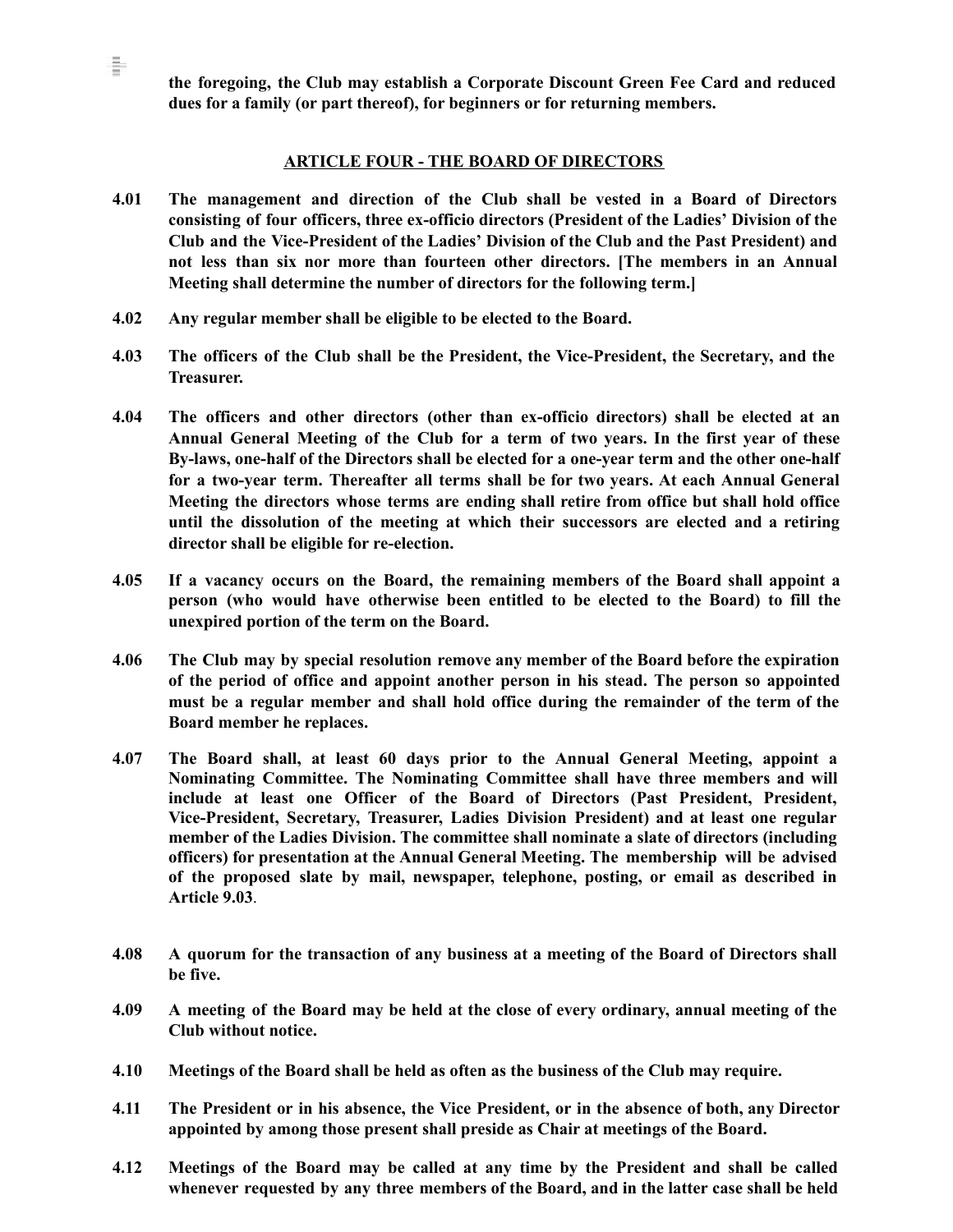**the foregoing, the Club may establish a Corporate Discount Green Fee Card and reduced dues for a family (or part thereof), for beginners or for returning members.**

## ARTICLE FOUR - THE BOARD OF DIRECTORS

**4.01 The management and direction of the Club shall be vested in a Board of Directors consisting of four officers, three ex-officio directors (President of the Ladies' Division of the Club and the Vice-President of the Ladies' Division of the Club and the Past President) and not less than six nor more than fourteen other directors. [The members in an Annual Meeting shall determine the number of directors for the following term.]**

**4.02 Any regular member shall be eligible to be elected to the Board.**

**4.03 The officers of the Club shall be the President, the Vice-President, the Secretary, and the Treasurer.**

**4.04 The officers and other directors (other than ex-officio directors) shall be elected at an Annual General Meeting of the Club for a term of two years. In the first year of these By-laws, one-half of the Directors shall be elected for a one-year term and the other one-half for a two-year term. Thereafter all terms shall be for two years. At each Annual General Meeting the directors whose terms are ending shall retire from office but shall hold office until the dissolution of the meeting at which their successors are elected and a retiring director shall be eligible for re-election.**

**4.05 If a vacancy occurs on the Board, the remaining members of the Board shall appoint a person (who would have otherwise been entitled to be elected to the Board) to fill the unexpired portion of the term on the Board.**

**4.06 The Club may by special resolution remove any member of the Board before the expiration of the period of office and appoint another person in his stead. The person so appointed must be a regular member and shall hold office during the remainder of the term of the Board member he replaces.**

**4.07 The Board shall, at least 60 days prior to the Annual General Meeting, appoint a Nominating Committee. The Nominating Committee shall have three members and will include at least one Officer of the Board of Directors (Past President, President, Vice-President, Secretary, Treasurer, Ladies Division President) and at least one regular member of the Ladies Division. The committee shall nominate a slate of directors (including officers) for presentation at the Annual General Meeting. The membership will be advised of the proposed slate by mail, newspaper, telephone, posting, or email as described in Article 9.03.**

**4.08 A quorum for the transaction of any business at a meeting of the Board of Directors shall be five.**

**4.09 A meeting of the Board may be held at the close of every ordinary, annual meeting of the Club without notice.**

**4.10 Meetings of the Board shall be held as often as the business of the Club may require.**

**4.11 The President or in his absence, the Vice President, or in the absence of both, any Director appointed by among those present shall preside as Chair at meetings of the Board.**

**4.12 Meetings of the Board may be called at any time by the President and shall be called whenever requested by any three members of the Board, and in the latter case shall be held**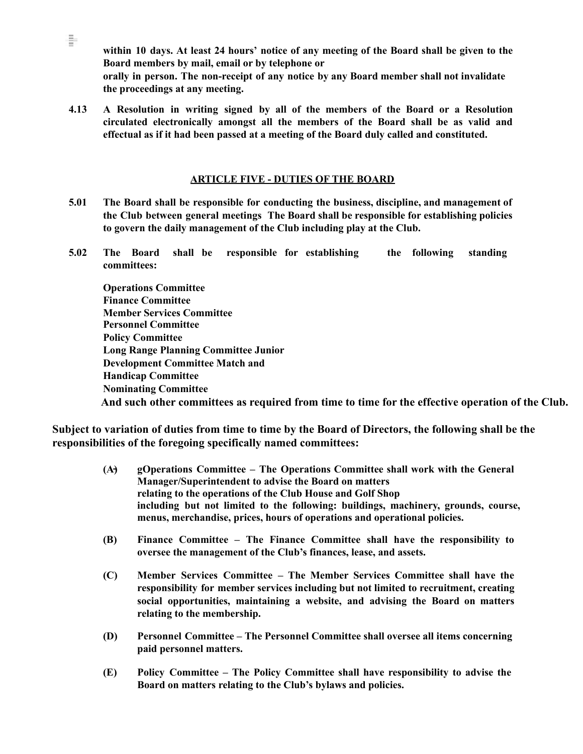**within 10 days. At least 24 hours' notice of any meeting of the Board shall be given to the Board members by mail, email or by telephone or orally in person. The non-receipt of any notice by any Board member shall not invalidate the proceedings at any meeting.**

**4.13 A Resolution in writing signed by all of the members of the Board or a Resolution circulated electronically amongst all the members of the Board shall be as valid and effectual as if it had been passed at a meeting of the Board duly called and constituted.**

## ARTICLE FIVE - DUTIES OF THE BOARD

**5.01 The Board shall be responsible for conducting the business, discipline, and management of the Club between general meetings The Board shall be responsible for establishing policies to govern the daily management of the Club including play at the Club.**

**5.02 The Board shall be responsible for establishing the following standing committees:**

**Operations Committee**
**Finance Committee**
**Member Services Committee**
**Personnel Committee**
**Policy Committee**
**Long Range Planning Committee Junior**
**Development Committee Match and**
**Handicap Committee**
**Nominating Committee**
**And such other committees as required from time to time for the effective operation of the Club.**

**Subject to variation of duties from time to time by the Board of Directors, the following shall be the responsibilities of the foregoing specifically named committees:**

**(A) gOperations Committee – The Operations Committee shall work with the General Manager/Superintendent to advise the Board on matters relating to the operations of the Club House and Golf Shop including but not limited to the following: buildings, machinery, grounds, course, menus, merchandise, prices, hours of operations and operational policies.**

**(B) Finance Committee – The Finance Committee shall have the responsibility to oversee the management of the Club's finances, lease, and assets.**

**(C) Member Services Committee – The Member Services Committee shall have the responsibility for member services including but not limited to recruitment, creating social opportunities, maintaining a website, and advising the Board on matters relating to the membership.**

**(D) Personnel Committee – The Personnel Committee shall oversee all items concerning paid personnel matters.**

**(E) Policy Committee – The Policy Committee shall have responsibility to advise the Board on matters relating to the Club's bylaws and policies.**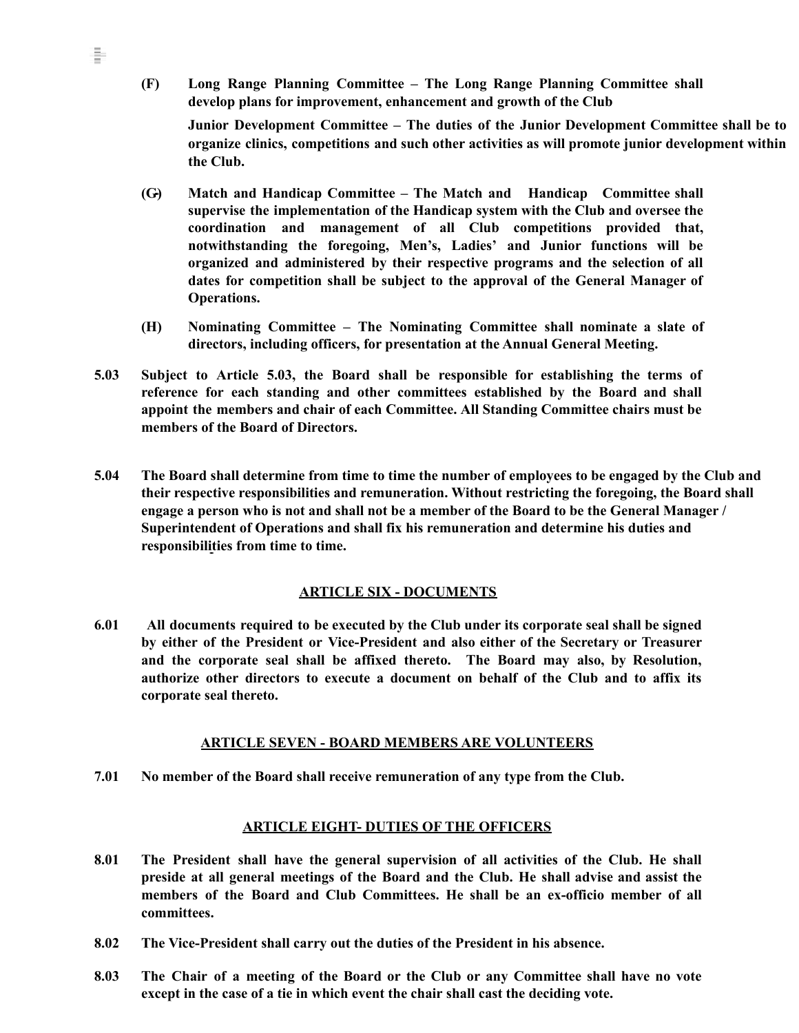**(F) Long Range Planning Committee – The Long Range Planning Committee shall develop plans for improvement, enhancement and growth of the Club**

**Junior Development Committee – The duties of the Junior Development Committee shall be to organize clinics, competitions and such other activities as will promote junior development within the Club.**

**(G) Match and Handicap Committee – The Match and Handicap Committee shall supervise the implementation of the Handicap system with the Club and oversee the coordination and management of all Club competitions provided that, notwithstanding the foregoing, Men's, Ladies' and Junior functions will be organized and administered by their respective programs and the selection of all dates for competition shall be subject to the approval of the General Manager of Operations.**

**(H) Nominating Committee – The Nominating Committee shall nominate a slate of directors, including officers, for presentation at the Annual General Meeting.**

**5.03 Subject to Article 5.03, the Board shall be responsible for establishing the terms of reference for each standing and other committees established by the Board and shall appoint the members and chair of each Committee. All Standing Committee chairs must be members of the Board of Directors.**

**5.04 The Board shall determine from time to time the number of employees to be engaged by the Club and their respective responsibilities and remuneration. Without restricting the foregoing, the Board shall engage a person who is not and shall not be a member of the Board to be the General Manager / Superintendent of Operations and shall fix his remuneration and determine his duties and responsibilities from time to time.**

## ARTICLE SIX - DOCUMENTS

**6.01 All documents required to be executed by the Club under its corporate seal shall be signed by either of the President or Vice-President and also either of the Secretary or Treasurer and the corporate seal shall be affixed thereto. The Board may also, by Resolution, authorize other directors to execute a document on behalf of the Club and to affix its corporate seal thereto.**

## ARTICLE SEVEN - BOARD MEMBERS ARE VOLUNTEERS

**7.01 No member of the Board shall receive remuneration of any type from the Club.**

## ARTICLE EIGHT- DUTIES OF THE OFFICERS

**8.01 The President shall have the general supervision of all activities of the Club. He shall preside at all general meetings of the Board and the Club. He shall advise and assist the members of the Board and Club Committees. He shall be an ex-officio member of all committees.**

**8.02 The Vice-President shall carry out the duties of the President in his absence.**

**8.03 The Chair of a meeting of the Board or the Club or any Committee shall have no vote except in the case of a tie in which event the chair shall cast the deciding vote.**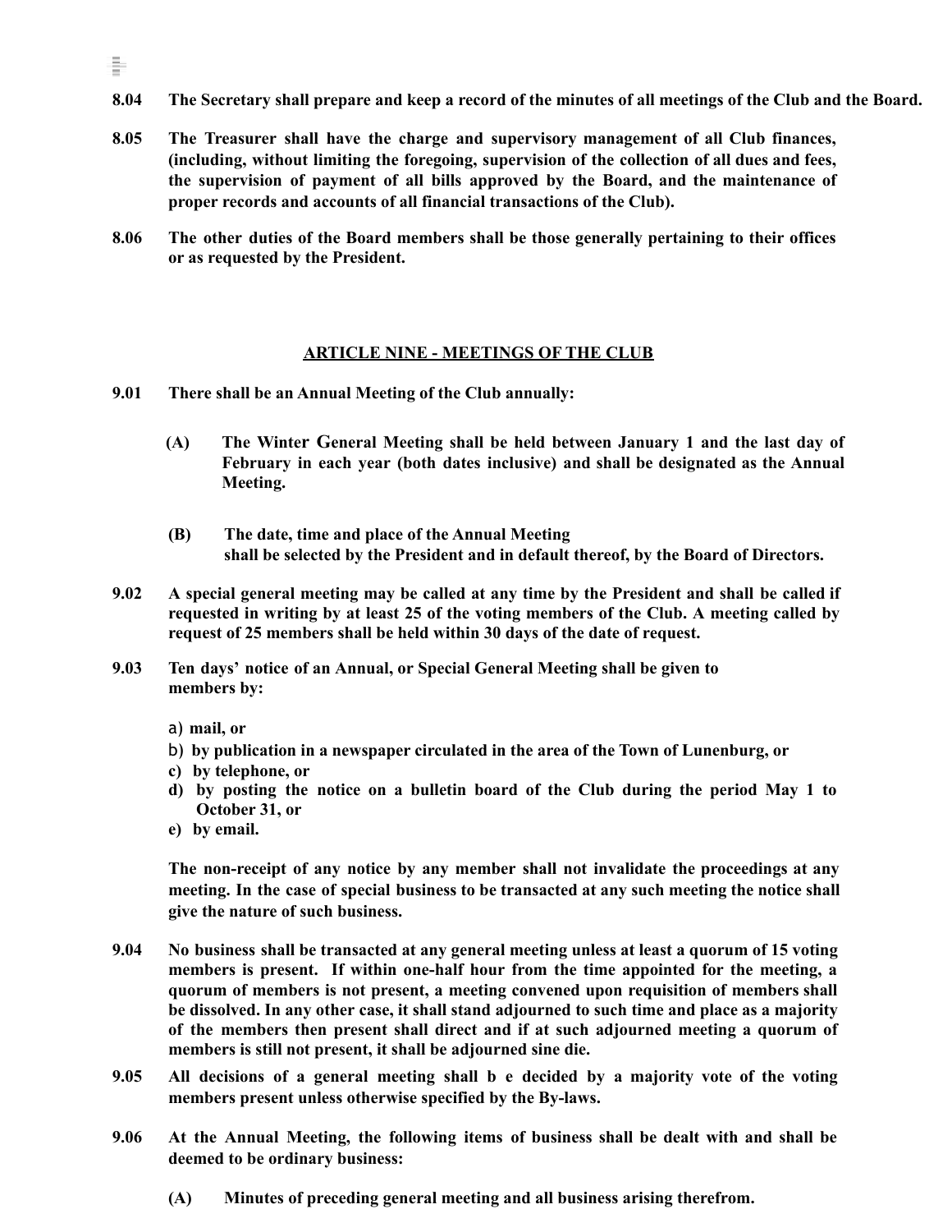**8.04 The Secretary shall prepare and keep a record of the minutes of all meetings of the Club and the Board.**

**8.05 The Treasurer shall have the charge and supervisory management of all Club finances, (including, without limiting the foregoing, supervision of the collection of all dues and fees, the supervision of payment of all bills approved by the Board, and the maintenance of proper records and accounts of all financial transactions of the Club).**

**8.06 The other duties of the Board members shall be those generally pertaining to their offices or as requested by the President.**

## ARTICLE NINE - MEETINGS OF THE CLUB

**9.01 There shall be an Annual Meeting of the Club annually:**

**(A) The Winter General Meeting shall be held between January 1 and the last day of February in each year (both dates inclusive) and shall be designated as the Annual Meeting.**

**(B) The date, time and place of the Annual Meeting shall be selected by the President and in default thereof, by the Board of Directors.**

**9.02 A special general meeting may be called at any time by the President and shall be called if requested in writing by at least 25 of the voting members of the Club. A meeting called by request of 25 members shall be held within 30 days of the date of request.**

**9.03 Ten days' notice of an Annual, or Special General Meeting shall be given to members by:**

**a) mail, or**
**b) by publication in a newspaper circulated in the area of the Town of Lunenburg, or**
**c) by telephone, or**
**d) by posting the notice on a bulletin board of the Club during the period May 1 to October 31, or**
**e) by email.**

**The non-receipt of any notice by any member shall not invalidate the proceedings at any meeting. In the case of special business to be transacted at any such meeting the notice shall give the nature of such business.**

**9.04 No business shall be transacted at any general meeting unless at least a quorum of 15 voting members is present. If within one-half hour from the time appointed for the meeting, a quorum of members is not present, a meeting convened upon requisition of members shall be dissolved. In any other case, it shall stand adjourned to such time and place as a majority of the members then present shall direct and if at such adjourned meeting a quorum of members is still not present, it shall be adjourned sine die.**

**9.05 All decisions of a general meeting shall b e decided by a majority vote of the voting members present unless otherwise specified by the By-laws.**

**9.06 At the Annual Meeting, the following items of business shall be dealt with and shall be deemed to be ordinary business:**

**(A) Minutes of preceding general meeting and all business arising therefrom.**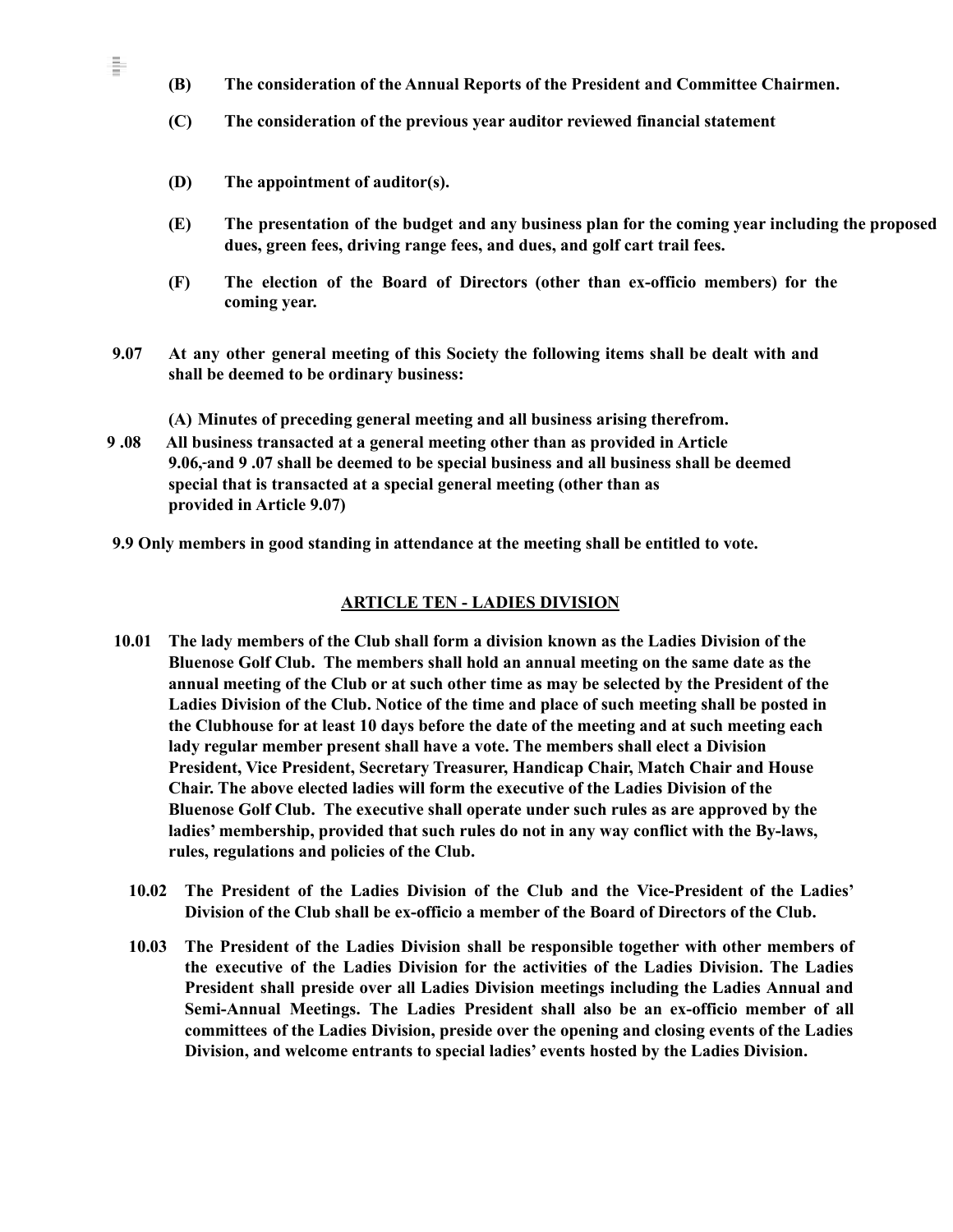**(B) The consideration of the Annual Reports of the President and Committee Chairmen.**

**(C) The consideration of the previous year auditor reviewed financial statement**

**(D) The appointment of auditor(s).**

**(E) The presentation of the budget and any business plan for the coming year including the proposed dues, green fees, driving range fees, and dues, and golf cart trail fees.**

**(F) The election of the Board of Directors (other than ex-officio members) for the coming year.**

**9.07 At any other general meeting of this Society the following items shall be dealt with and shall be deemed to be ordinary business:**

**(A) Minutes of preceding general meeting and all business arising therefrom.**

**9 .08 All business transacted at a general meeting other than as provided in Article 9.06, and 9 .07 shall be deemed to be special business and all business shall be deemed special that is transacted at a special general meeting (other than as provided in Article 9.07)**

**9.9 Only members in good standing in attendance at the meeting shall be entitled to vote.**

## ARTICLE TEN - LADIES DIVISION

**10.01 The lady members of the Club shall form a division known as the Ladies Division of the Bluenose Golf Club. The members shall hold an annual meeting on the same date as the annual meeting of the Club or at such other time as may be selected by the President of the Ladies Division of the Club. Notice of the time and place of such meeting shall be posted in the Clubhouse for at least 10 days before the date of the meeting and at such meeting each lady regular member present shall have a vote. The members shall elect a Division President, Vice President, Secretary Treasurer, Handicap Chair, Match Chair and House Chair. The above elected ladies will form the executive of the Ladies Division of the Bluenose Golf Club. The executive shall operate under such rules as are approved by the ladies' membership, provided that such rules do not in any way conflict with the By-laws, rules, regulations and policies of the Club.**

**10.02 The President of the Ladies Division of the Club and the Vice-President of the Ladies' Division of the Club shall be ex-officio a member of the Board of Directors of the Club.**

**10.03 The President of the Ladies Division shall be responsible together with other members of the executive of the Ladies Division for the activities of the Ladies Division. The Ladies President shall preside over all Ladies Division meetings including the Ladies Annual and Semi-Annual Meetings. The Ladies President shall also be an ex-officio member of all committees of the Ladies Division, preside over the opening and closing events of the Ladies Division, and welcome entrants to special ladies' events hosted by the Ladies Division.**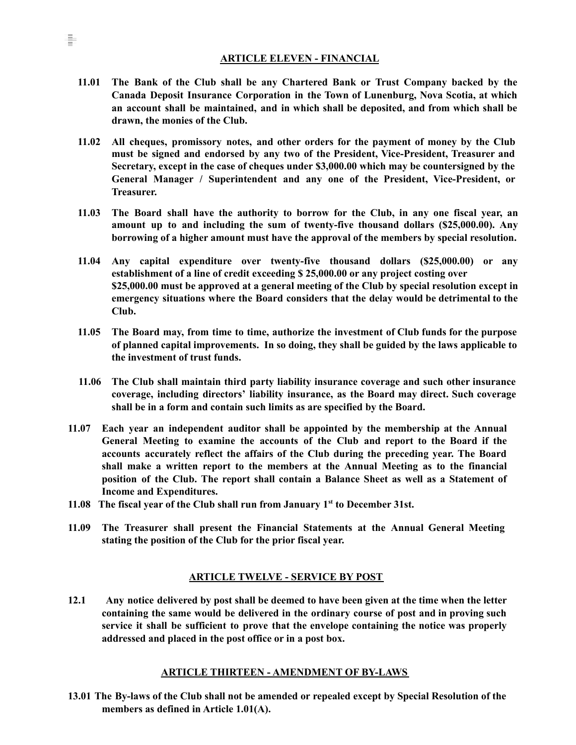## ARTICLE ELEVEN - FINANCIAL

**11.01 The Bank of the Club shall be any Chartered Bank or Trust Company backed by the Canada Deposit Insurance Corporation in the Town of Lunenburg, Nova Scotia, at which an account shall be maintained, and in which shall be deposited, and from which shall be drawn, the monies of the Club.**

**11.02 All cheques, promissory notes, and other orders for the payment of money by the Club must be signed and endorsed by any two of the President, Vice-President, Treasurer and Secretary, except in the case of cheques under $3,000.00 which may be countersigned by the General Manager / Superintendent and any one of the President, Vice-President, or Treasurer.**

**11.03 The Board shall have the authority to borrow for the Club, in any one fiscal year, an amount up to and including the sum of twenty-five thousand dollars ($25,000.00). Any borrowing of a higher amount must have the approval of the members by special resolution.**

**11.04 Any capital expenditure over twenty-five thousand dollars ($25,000.00) or any establishment of a line of credit exceeding $ 25,000.00 or any project costing over $25,000.00 must be approved at a general meeting of the Club by special resolution except in emergency situations where the Board considers that the delay would be detrimental to the Club.**

**11.05 The Board may, from time to time, authorize the investment of Club funds for the purpose of planned capital improvements. In so doing, they shall be guided by the laws applicable to the investment of trust funds.**

**11.06 The Club shall maintain third party liability insurance coverage and such other insurance coverage, including directors' liability insurance, as the Board may direct. Such coverage shall be in a form and contain such limits as are specified by the Board.**

**11.07 Each year an independent auditor shall be appointed by the membership at the Annual General Meeting to examine the accounts of the Club and report to the Board if the accounts accurately reflect the affairs of the Club during the preceding year. The Board shall make a written report to the members at the Annual Meeting as to the financial position of the Club. The report shall contain a Balance Sheet as well as a Statement of Income and Expenditures.**

**11.08 The fiscal year of the Club shall run from January 1st to December 31st.**

**11.09 The Treasurer shall present the Financial Statements at the Annual General Meeting stating the position of the Club for the prior fiscal year.**

## ARTICLE TWELVE - SERVICE BY POST

**12.1 Any notice delivered by post shall be deemed to have been given at the time when the letter containing the same would be delivered in the ordinary course of post and in proving such service it shall be sufficient to prove that the envelope containing the notice was properly addressed and placed in the post office or in a post box.**

## ARTICLE THIRTEEN - AMENDMENT OF BY-LAWS

**13.01 The By-laws of the Club shall not be amended or repealed except by Special Resolution of the members as defined in Article 1.01(A).**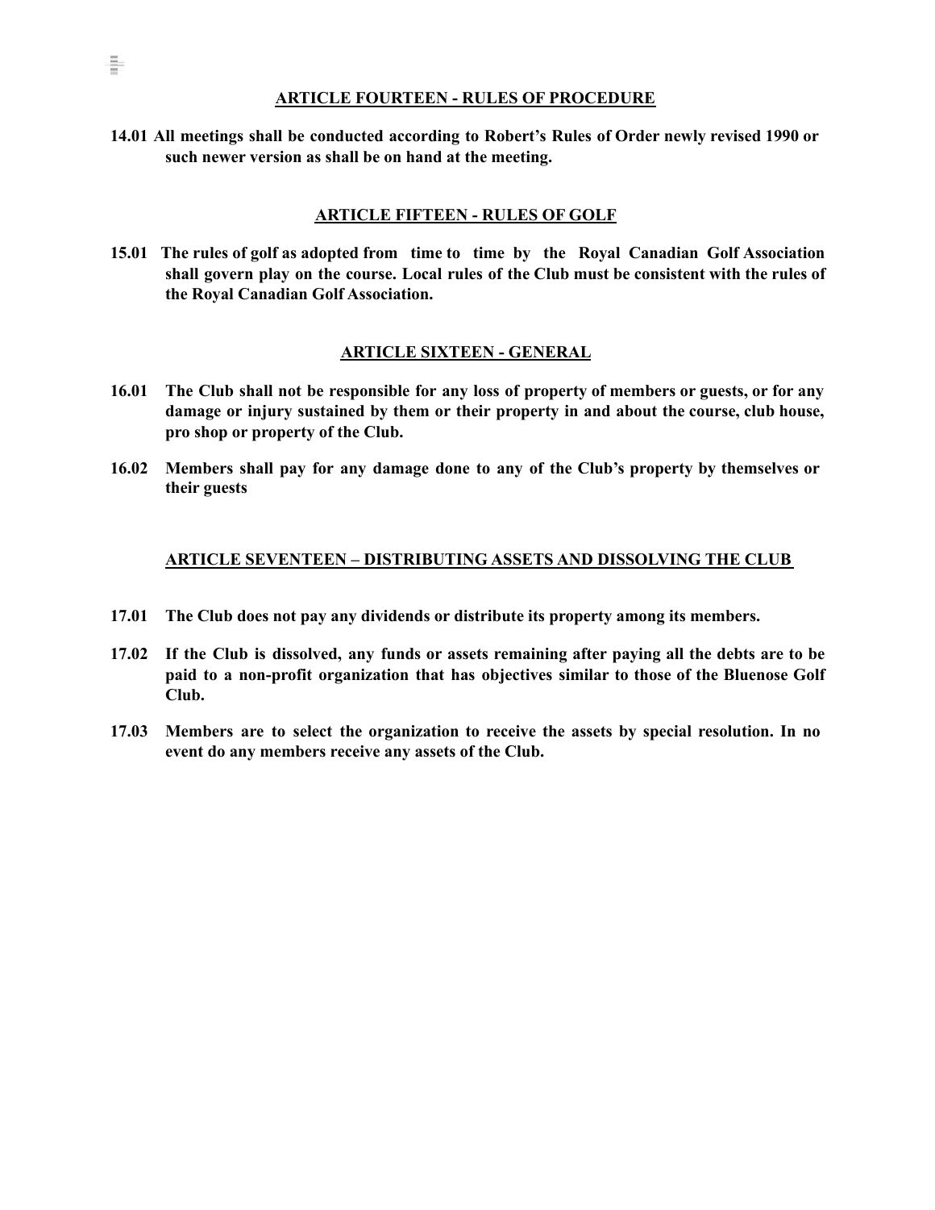## ARTICLE FOURTEEN - RULES OF PROCEDURE

**14.01 All meetings shall be conducted according to Robert's Rules of Order newly revised 1990 or such newer version as shall be on hand at the meeting.**

## ARTICLE FIFTEEN - RULES OF GOLF

**15.01 The rules of golf as adopted from time to time by the Royal Canadian Golf Association shall govern play on the course. Local rules of the Club must be consistent with the rules of the Royal Canadian Golf Association.**

## ARTICLE SIXTEEN - GENERAL

**16.01 The Club shall not be responsible for any loss of property of members or guests, or for any damage or injury sustained by them or their property in and about the course, club house, pro shop or property of the Club.**

**16.02 Members shall pay for any damage done to any of the Club's property by themselves or their guests**

## ARTICLE SEVENTEEN – DISTRIBUTING ASSETS AND DISSOLVING THE CLUB

**17.01 The Club does not pay any dividends or distribute its property among its members.**

**17.02 If the Club is dissolved, any funds or assets remaining after paying all the debts are to be paid to a non-profit organization that has objectives similar to those of the Bluenose Golf Club.**

**17.03 Members are to select the organization to receive the assets by special resolution. In no event do any members receive any assets of the Club.**